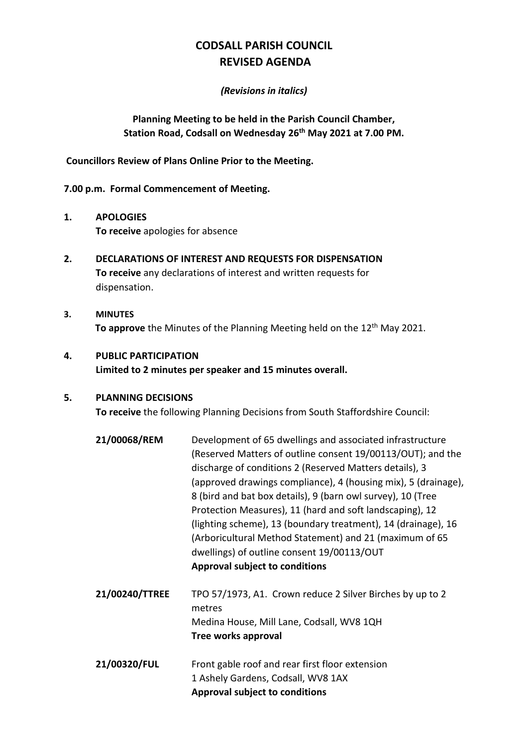# CODSALL PARISH COUNCIL
# REVISED AGENDA

*(Revisions in italics)*

**Planning Meeting to be held in the Parish Council Chamber, Station Road, Codsall on Wednesday 26th May 2021 at 7.00 PM.**

**Councillors Review of Plans Online Prior to the Meeting.**

**7.00 p.m. Formal Commencement of Meeting.**

**1. APOLOGIES**

**To receive** apologies for absence

**2. DECLARATIONS OF INTEREST AND REQUESTS FOR DISPENSATION**

**To receive** any declarations of interest and written requests for dispensation.

**3. MINUTES**

**To approve** the Minutes of the Planning Meeting held on the 12th May 2021.

**4. PUBLIC PARTICIPATION**

**Limited to 2 minutes per speaker and 15 minutes overall.**

**5. PLANNING DECISIONS**

**To receive** the following Planning Decisions from South Staffordshire Council:

**21/00068/REM** Development of 65 dwellings and associated infrastructure (Reserved Matters of outline consent 19/00113/OUT); and the discharge of conditions 2 (Reserved Matters details), 3 (approved drawings compliance), 4 (housing mix), 5 (drainage), 8 (bird and bat box details), 9 (barn owl survey), 10 (Tree Protection Measures), 11 (hard and soft landscaping), 12 (lighting scheme), 13 (boundary treatment), 14 (drainage), 16 (Arboricultural Method Statement) and 21 (maximum of 65 dwellings) of outline consent 19/00113/OUT
**Approval subject to conditions**

**21/00240/TTREE** TPO 57/1973, A1. Crown reduce 2 Silver Birches by up to 2 metres
Medina House, Mill Lane, Codsall, WV8 1QH
**Tree works approval**

**21/00320/FUL** Front gable roof and rear first floor extension
1 Ashely Gardens, Codsall, WV8 1AX
**Approval subject to conditions**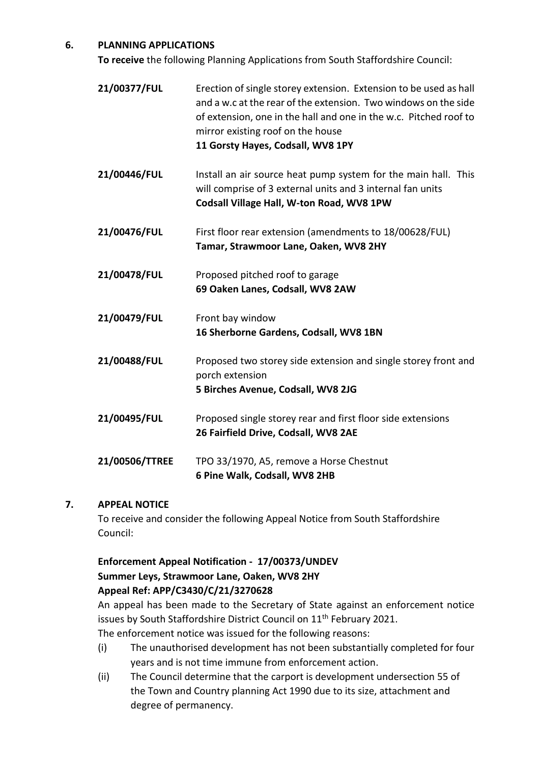## 6. PLANNING APPLICATIONS

**To receive** the following Planning Applications from South Staffordshire Council:

**21/00377/FUL** Erection of single storey extension. Extension to be used as hall and a w.c at the rear of the extension. Two windows on the side of extension, one in the hall and one in the w.c. Pitched roof to mirror existing roof on the house
**11 Gorsty Hayes, Codsall, WV8 1PY**

**21/00446/FUL** Install an air source heat pump system for the main hall. This will comprise of 3 external units and 3 internal fan units
**Codsall Village Hall, W-ton Road, WV8 1PW**

**21/00476/FUL** First floor rear extension (amendments to 18/00628/FUL)
**Tamar, Strawmoor Lane, Oaken, WV8 2HY**

**21/00478/FUL** Proposed pitched roof to garage
**69 Oaken Lanes, Codsall, WV8 2AW**

**21/00479/FUL** Front bay window
**16 Sherborne Gardens, Codsall, WV8 1BN**

**21/00488/FUL** Proposed two storey side extension and single storey front and porch extension
**5 Birches Avenue, Codsall, WV8 2JG**

**21/00495/FUL** Proposed single storey rear and first floor side extensions
**26 Fairfield Drive, Codsall, WV8 2AE**

**21/00506/TTREE** TPO 33/1970, A5, remove a Horse Chestnut
**6 Pine Walk, Codsall, WV8 2HB**

## 7. APPEAL NOTICE

To receive and consider the following Appeal Notice from South Staffordshire Council:

**Enforcement Appeal Notification - 17/00373/UNDEV**
**Summer Leys, Strawmoor Lane, Oaken, WV8 2HY**
**Appeal Ref: APP/C3430/C/21/3270628**

An appeal has been made to the Secretary of State against an enforcement notice issues by South Staffordshire District Council on 11th February 2021.

The enforcement notice was issued for the following reasons:

(i) The unauthorised development has not been substantially completed for four years and is not time immune from enforcement action.

(ii) The Council determine that the carport is development undersection 55 of the Town and Country planning Act 1990 due to its size, attachment and degree of permanency.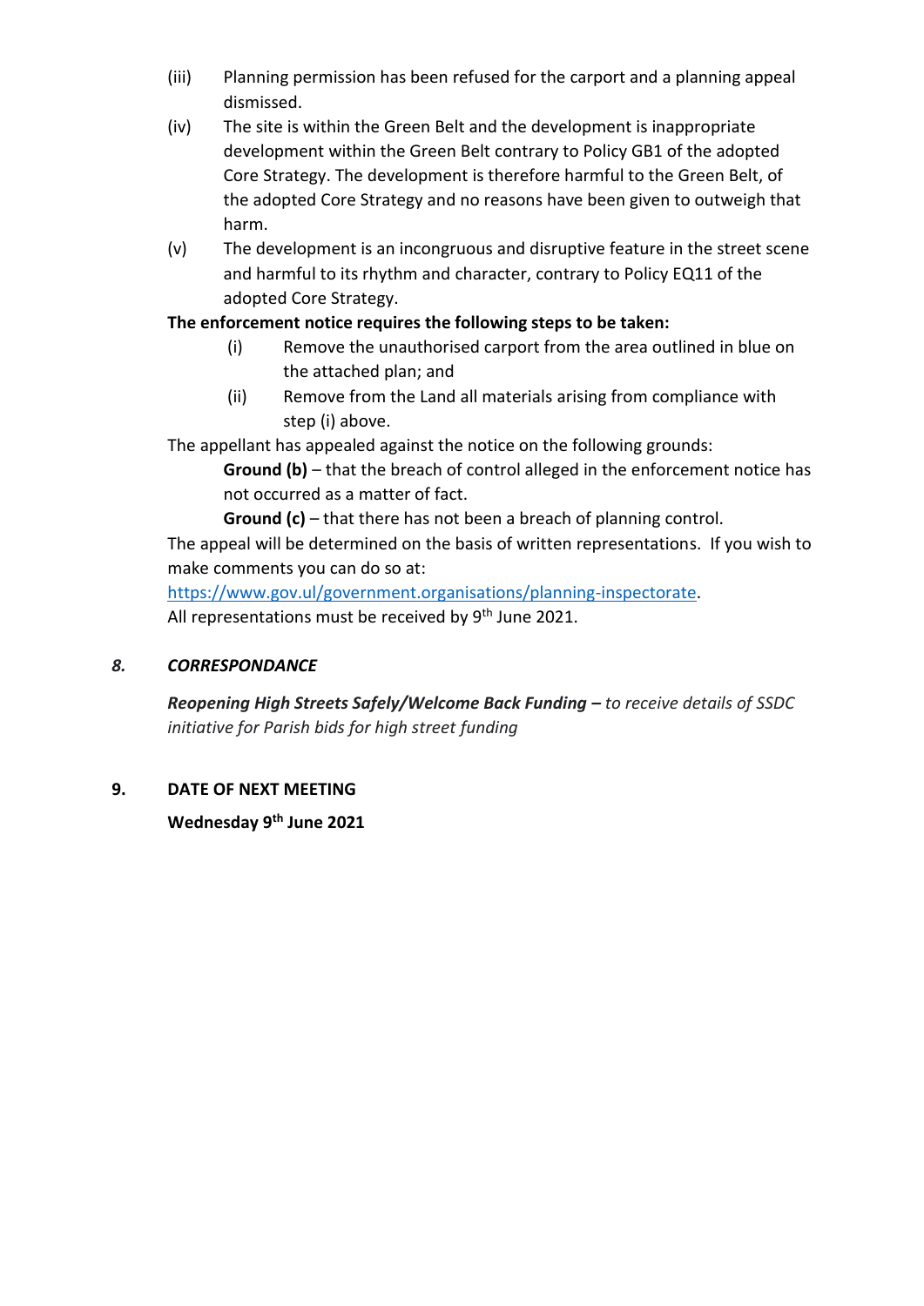(iii) Planning permission has been refused for the carport and a planning appeal dismissed.

(iv) The site is within the Green Belt and the development is inappropriate development within the Green Belt contrary to Policy GB1 of the adopted Core Strategy. The development is therefore harmful to the Green Belt, of the adopted Core Strategy and no reasons have been given to outweigh that harm.

(v) The development is an incongruous and disruptive feature in the street scene and harmful to its rhythm and character, contrary to Policy EQ11 of the adopted Core Strategy.

**The enforcement notice requires the following steps to be taken:**

(i) Remove the unauthorised carport from the area outlined in blue on the attached plan; and

(ii) Remove from the Land all materials arising from compliance with step (i) above.

The appellant has appealed against the notice on the following grounds:

**Ground (b)** – that the breach of control alleged in the enforcement notice has not occurred as a matter of fact.

**Ground (c)** – that there has not been a breach of planning control.

The appeal will be determined on the basis of written representations. If you wish to make comments you can do so at:

[https://www.gov.ul/government.organisations/planning-inspectorate](https://www.gov.ul/government.organisations/planning-inspectorate).

All representations must be received by 9th June 2021.

## *8. CORRESPONDANCE*

***Reopening High Streets Safely/Welcome Back Funding –*** *to receive details of SSDC initiative for Parish bids for high street funding*

## 9. DATE OF NEXT MEETING

**Wednesday 9th June 2021**